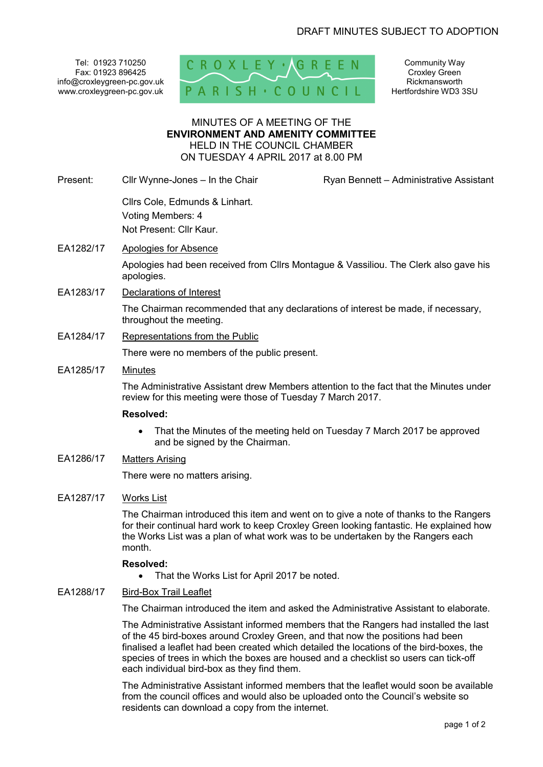DRAFT MINUTES SUBJECT TO ADOPTION

Tel: 01923 710250
Fax: 01923 896425
info@croxleygreen-pc.gov.uk
www.croxleygreen-pc.gov.uk

CROXLEY GREEN PARISH COUNCIL

Community Way
Croxley Green
Rickmansworth
Hertfordshire WD3 3SU

# MINUTES OF A MEETING OF THE **ENVIRONMENT AND AMENITY COMMITTEE** HELD IN THE COUNCIL CHAMBER ON TUESDAY 4 APRIL 2017 at 8.00 PM

Present: Cllr Wynne-Jones – In the Chair | Ryan Bennett – Administrative Assistant

Cllrs Cole, Edmunds & Linhart.
Voting Members: 4
Not Present: Cllr Kaur.

**EA1282/17** Apologies for Absence

Apologies had been received from Cllrs Montague & Vassiliou. The Clerk also gave his apologies.

**EA1283/17** Declarations of Interest

The Chairman recommended that any declarations of interest be made, if necessary, throughout the meeting.

**EA1284/17** Representations from the Public

There were no members of the public present.

**EA1285/17** Minutes

The Administrative Assistant drew Members attention to the fact that the Minutes under review for this meeting were those of Tuesday 7 March 2017.

**Resolved:**

- That the Minutes of the meeting held on Tuesday 7 March 2017 be approved and be signed by the Chairman.

**EA1286/17** Matters Arising

There were no matters arising.

**EA1287/17** Works List

The Chairman introduced this item and went on to give a note of thanks to the Rangers for their continual hard work to keep Croxley Green looking fantastic. He explained how the Works List was a plan of what work was to be undertaken by the Rangers each month.

**Resolved:**

- That the Works List for April 2017 be noted.

**EA1288/17** Bird-Box Trail Leaflet

The Chairman introduced the item and asked the Administrative Assistant to elaborate.

The Administrative Assistant informed members that the Rangers had installed the last of the 45 bird-boxes around Croxley Green, and that now the positions had been finalised a leaflet had been created which detailed the locations of the bird-boxes, the species of trees in which the boxes are housed and a checklist so users can tick-off each individual bird-box as they find them.

The Administrative Assistant informed members that the leaflet would soon be available from the council offices and would also be uploaded onto the Council's website so residents can download a copy from the internet.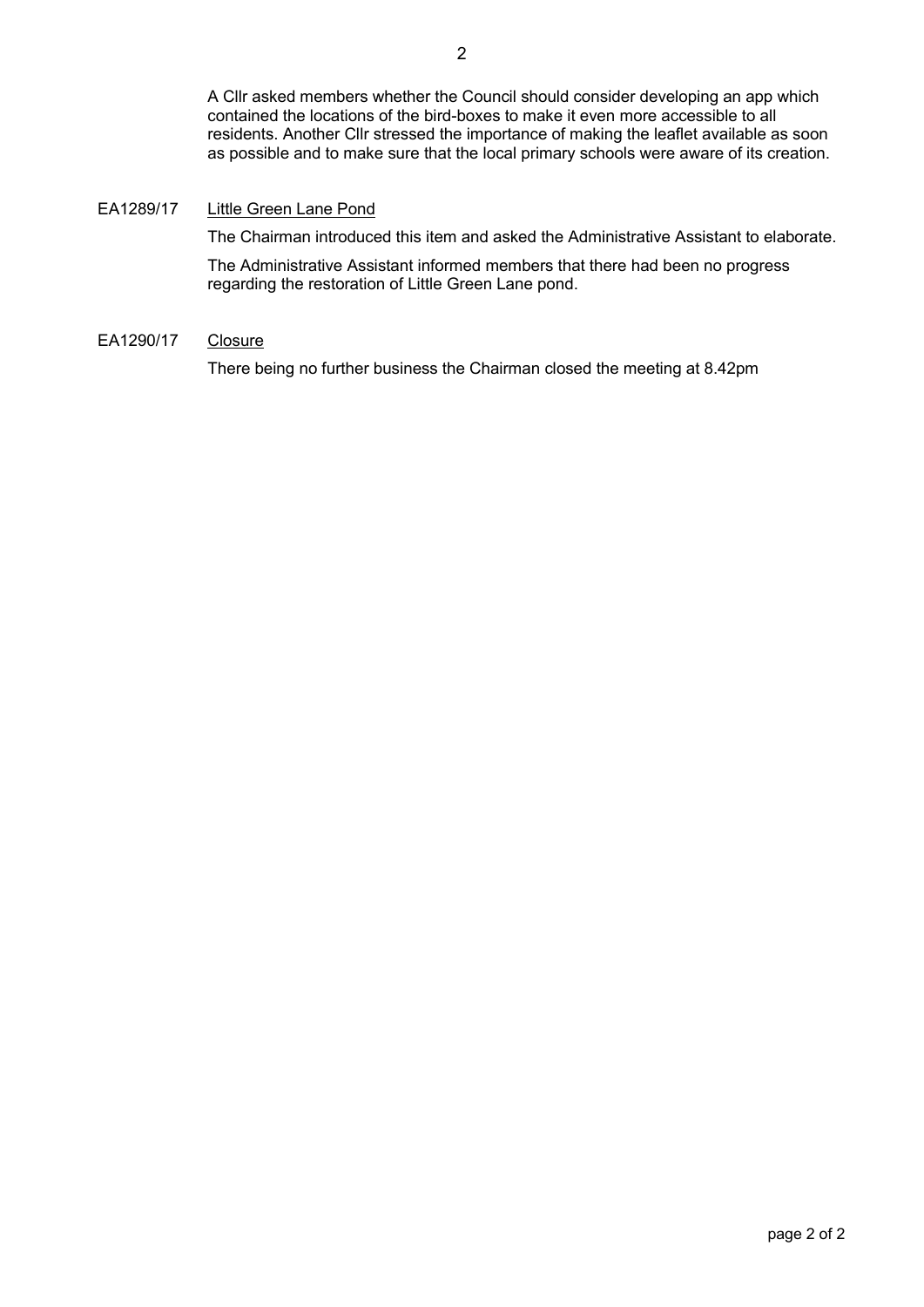A Cllr asked members whether the Council should consider developing an app which contained the locations of the bird-boxes to make it even more accessible to all residents. Another Cllr stressed the importance of making the leaflet available as soon as possible and to make sure that the local primary schools were aware of its creation.

EA1289/17 Little Green Lane Pond

The Chairman introduced this item and asked the Administrative Assistant to elaborate.

The Administrative Assistant informed members that there had been no progress regarding the restoration of Little Green Lane pond.

EA1290/17 Closure

There being no further business the Chairman closed the meeting at 8.42pm